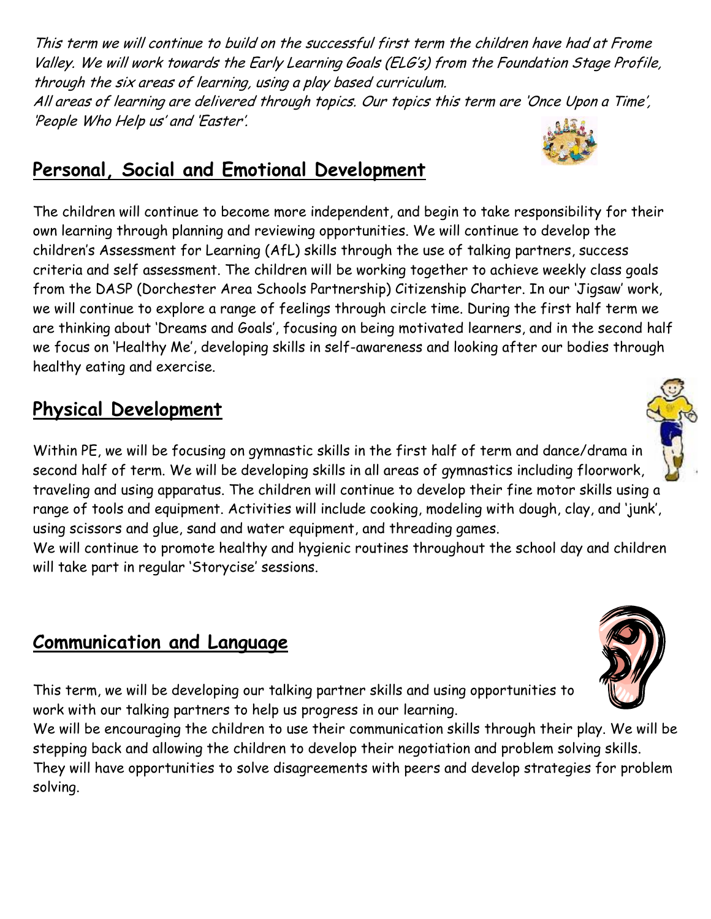*This term we will continue to build on the successful first term the children have had at Frome Valley. We will work towards the Early Learning Goals (ELG's) from the Foundation Stage Profile, through the six areas of learning, using a play based curriculum.*

*All areas of learning are delivered through topics. Our topics this term are 'Once Upon a Time', 'People Who Help us' and 'Easter'.*

## Personal, Social and Emotional Development

The children will continue to become more independent, and begin to take responsibility for their own learning through planning and reviewing opportunities. We will continue to develop the children's Assessment for Learning (AfL) skills through the use of talking partners, success criteria and self assessment. The children will be working together to achieve weekly class goals from the DASP (Dorchester Area Schools Partnership) Citizenship Charter. In our 'Jigsaw' work, we will continue to explore a range of feelings through circle time. During the first half term we are thinking about 'Dreams and Goals', focusing on being motivated learners, and in the second half we focus on 'Healthy Me', developing skills in self-awareness and looking after our bodies through healthy eating and exercise.

## Physical Development

Within PE, we will be focusing on gymnastic skills in the first half of term and dance/drama in second half of term. We will be developing skills in all areas of gymnastics including floorwork, traveling and using apparatus. The children will continue to develop their fine motor skills using a range of tools and equipment. Activities will include cooking, modeling with dough, clay, and 'junk', using scissors and glue, sand and water equipment, and threading games.

We will continue to promote healthy and hygienic routines throughout the school day and children will take part in regular 'Storycise' sessions.

## Communication and Language

This term, we will be developing our talking partner skills and using opportunities to work with our talking partners to help us progress in our learning.

We will be encouraging the children to use their communication skills through their play. We will be stepping back and allowing the children to develop their negotiation and problem solving skills. They will have opportunities to solve disagreements with peers and develop strategies for problem solving.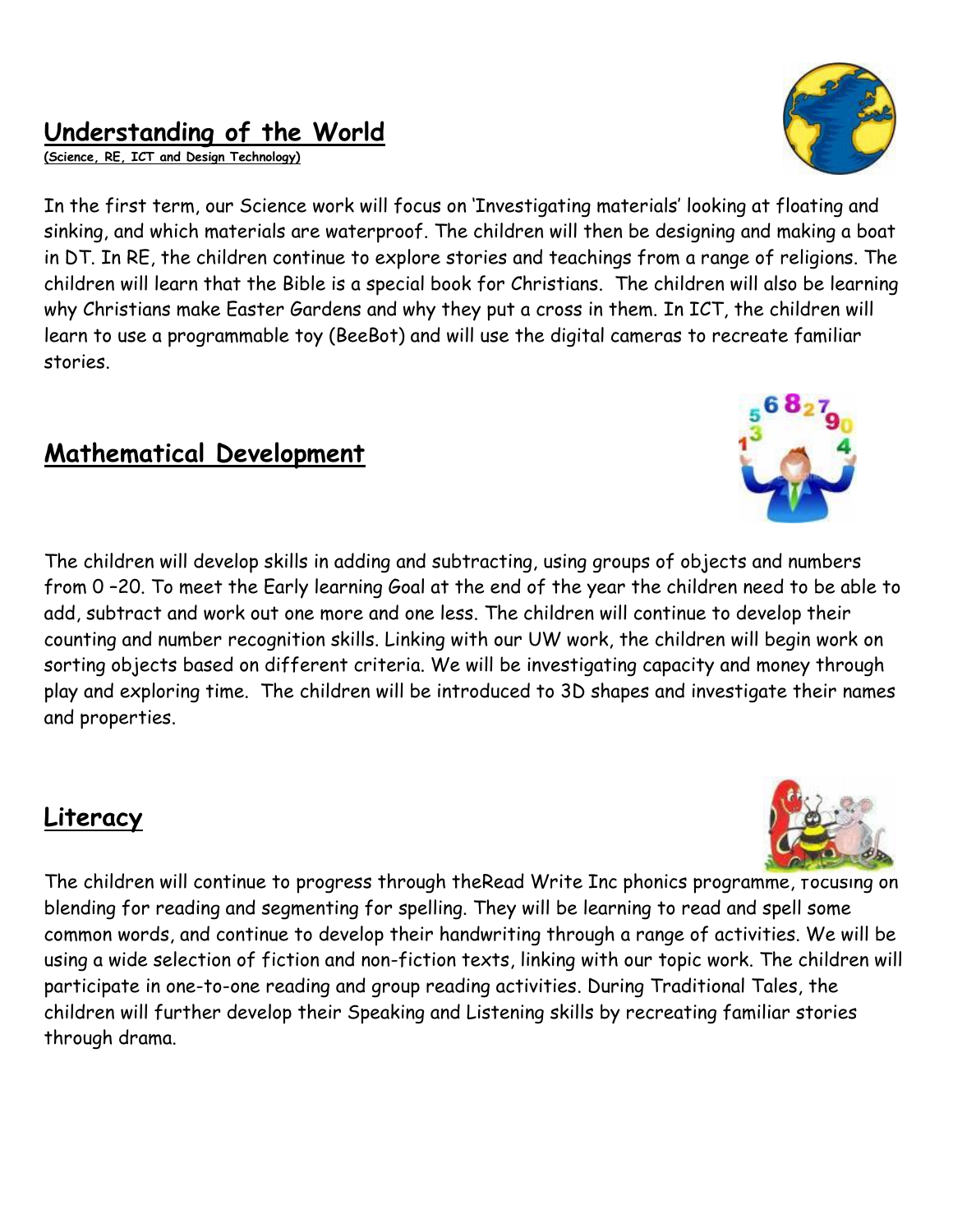## Understanding of the World

(Science, RE, ICT and Design Technology)

In the first term, our Science work will focus on 'Investigating materials' looking at floating and sinking, and which materials are waterproof. The children will then be designing and making a boat in DT. In RE, the children continue to explore stories and teachings from a range of religions. The children will learn that the Bible is a special book for Christians. The children will also be learning why Christians make Easter Gardens and why they put a cross in them. In ICT, the children will learn to use a programmable toy (BeeBot) and will use the digital cameras to recreate familiar stories.

## Mathematical Development

The children will develop skills in adding and subtracting, using groups of objects and numbers from 0 –20. To meet the Early learning Goal at the end of the year the children need to be able to add, subtract and work out one more and one less. The children will continue to develop their counting and number recognition skills. Linking with our UW work, the children will begin work on sorting objects based on different criteria. We will be investigating capacity and money through play and exploring time. The children will be introduced to 3D shapes and investigate their names and properties.

## Literacy

The children will continue to progress through theRead Write Inc phonics programme, focusing on blending for reading and segmenting for spelling. They will be learning to read and spell some common words, and continue to develop their handwriting through a range of activities. We will be using a wide selection of fiction and non-fiction texts, linking with our topic work. The children will participate in one-to-one reading and group reading activities. During Traditional Tales, the children will further develop their Speaking and Listening skills by recreating familiar stories through drama.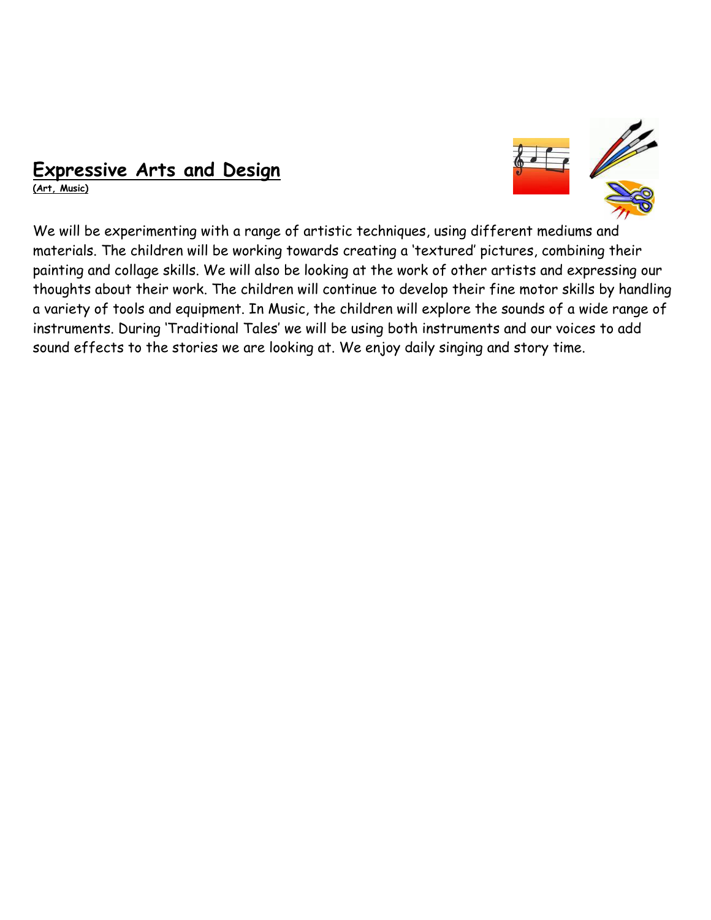## Expressive Arts and Design

**(Art, Music)**

We will be experimenting with a range of artistic techniques, using different mediums and materials. The children will be working towards creating a 'textured' pictures, combining their painting and collage skills. We will also be looking at the work of other artists and expressing our thoughts about their work. The children will continue to develop their fine motor skills by handling a variety of tools and equipment. In Music, the children will explore the sounds of a wide range of instruments. During 'Traditional Tales' we will be using both instruments and our voices to add sound effects to the stories we are looking at. We enjoy daily singing and story time.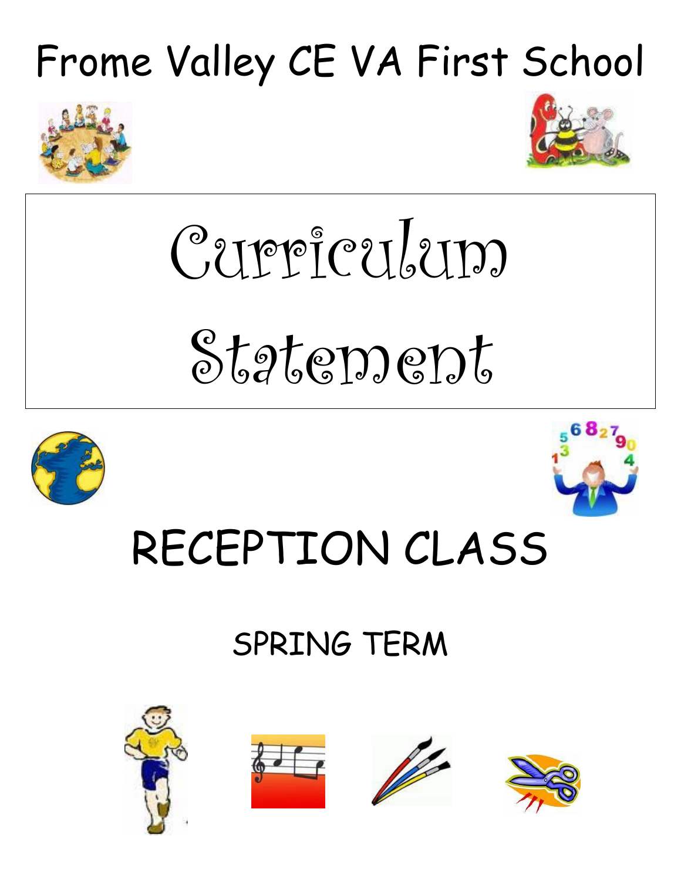# Frome Valley CE VA First School

# Curriculum Statement

## RECEPTION CLASS

### SPRING TERM